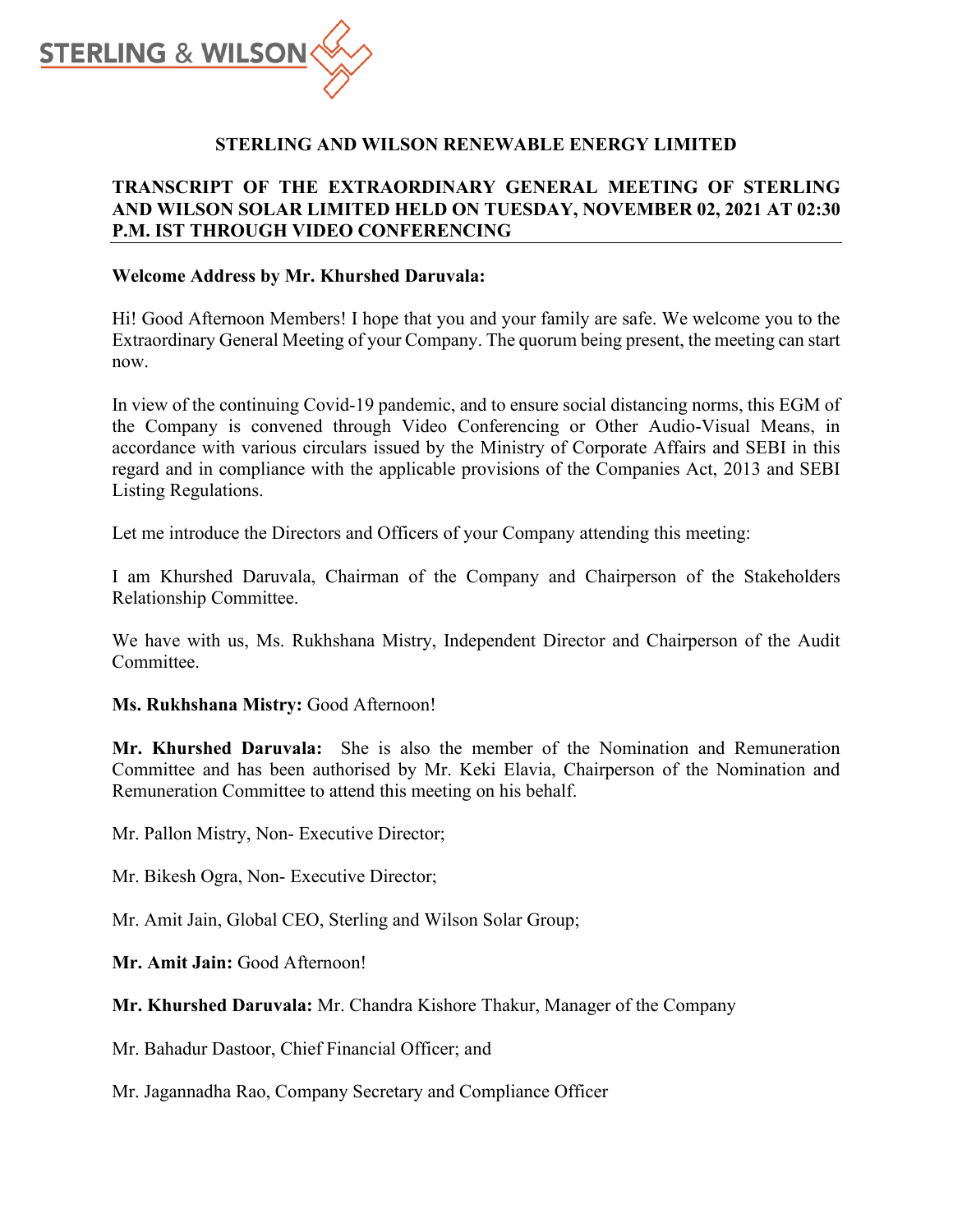# STERLING AND WILSON RENEWABLE ENERGY LIMITED

## TRANSCRIPT OF THE EXTRAORDINARY GENERAL MEETING OF STERLING AND WILSON SOLAR LIMITED HELD ON TUESDAY, NOVEMBER 02, 2021 AT 02:30 P.M. IST THROUGH VIDEO CONFERENCING

**Welcome Address by Mr. Khurshed Daruvala:**

Hi! Good Afternoon Members! I hope that you and your family are safe. We welcome you to the Extraordinary General Meeting of your Company. The quorum being present, the meeting can start now.

In view of the continuing Covid-19 pandemic, and to ensure social distancing norms, this EGM of the Company is convened through Video Conferencing or Other Audio-Visual Means, in accordance with various circulars issued by the Ministry of Corporate Affairs and SEBI in this regard and in compliance with the applicable provisions of the Companies Act, 2013 and SEBI Listing Regulations.

Let me introduce the Directors and Officers of your Company attending this meeting:

I am Khurshed Daruvala, Chairman of the Company and Chairperson of the Stakeholders Relationship Committee.

We have with us, Ms. Rukhshana Mistry, Independent Director and Chairperson of the Audit Committee.

**Ms. Rukhshana Mistry:** Good Afternoon!

**Mr. Khurshed Daruvala:** She is also the member of the Nomination and Remuneration Committee and has been authorised by Mr. Keki Elavia, Chairperson of the Nomination and Remuneration Committee to attend this meeting on his behalf.

Mr. Pallon Mistry, Non- Executive Director;

Mr. Bikesh Ogra, Non- Executive Director;

Mr. Amit Jain, Global CEO, Sterling and Wilson Solar Group;

**Mr. Amit Jain:** Good Afternoon!

**Mr. Khurshed Daruvala:** Mr. Chandra Kishore Thakur, Manager of the Company

Mr. Bahadur Dastoor, Chief Financial Officer; and

Mr. Jagannadha Rao, Company Secretary and Compliance Officer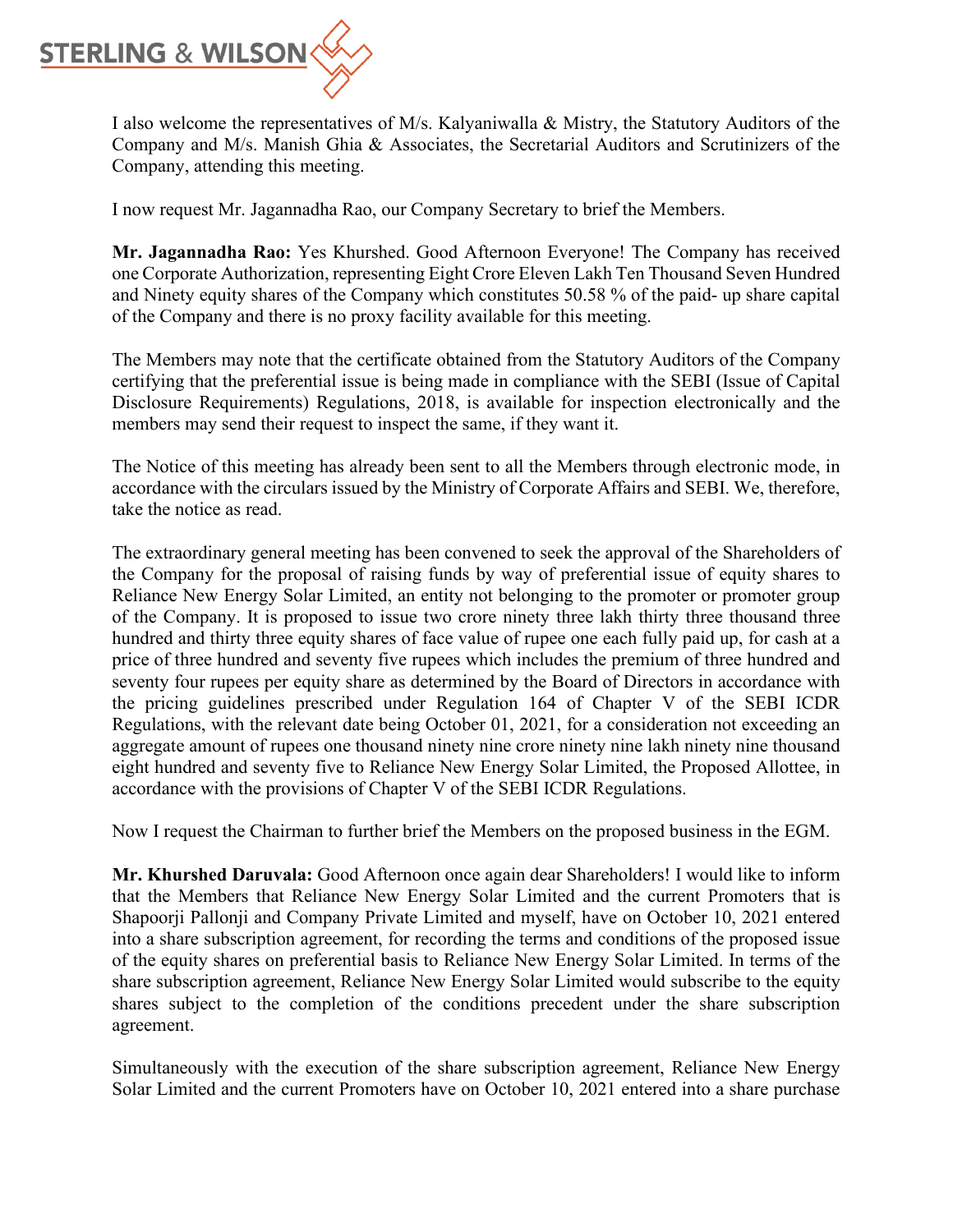I also welcome the representatives of M/s. Kalyaniwalla & Mistry, the Statutory Auditors of the Company and M/s. Manish Ghia & Associates, the Secretarial Auditors and Scrutinizers of the Company, attending this meeting.

I now request Mr. Jagannadha Rao, our Company Secretary to brief the Members.

**Mr. Jagannadha Rao:** Yes Khurshed. Good Afternoon Everyone! The Company has received one Corporate Authorization, representing Eight Crore Eleven Lakh Ten Thousand Seven Hundred and Ninety equity shares of the Company which constitutes 50.58 % of the paid- up share capital of the Company and there is no proxy facility available for this meeting.

The Members may note that the certificate obtained from the Statutory Auditors of the Company certifying that the preferential issue is being made in compliance with the SEBI (Issue of Capital Disclosure Requirements) Regulations, 2018, is available for inspection electronically and the members may send their request to inspect the same, if they want it.

The Notice of this meeting has already been sent to all the Members through electronic mode, in accordance with the circulars issued by the Ministry of Corporate Affairs and SEBI. We, therefore, take the notice as read.

The extraordinary general meeting has been convened to seek the approval of the Shareholders of the Company for the proposal of raising funds by way of preferential issue of equity shares to Reliance New Energy Solar Limited, an entity not belonging to the promoter or promoter group of the Company. It is proposed to issue two crore ninety three lakh thirty three thousand three hundred and thirty three equity shares of face value of rupee one each fully paid up, for cash at a price of three hundred and seventy five rupees which includes the premium of three hundred and seventy four rupees per equity share as determined by the Board of Directors in accordance with the pricing guidelines prescribed under Regulation 164 of Chapter V of the SEBI ICDR Regulations, with the relevant date being October 01, 2021, for a consideration not exceeding an aggregate amount of rupees one thousand ninety nine crore ninety nine lakh ninety nine thousand eight hundred and seventy five to Reliance New Energy Solar Limited, the Proposed Allottee, in accordance with the provisions of Chapter V of the SEBI ICDR Regulations.

Now I request the Chairman to further brief the Members on the proposed business in the EGM.

**Mr. Khurshed Daruvala:** Good Afternoon once again dear Shareholders! I would like to inform that the Members that Reliance New Energy Solar Limited and the current Promoters that is Shapoorji Pallonji and Company Private Limited and myself, have on October 10, 2021 entered into a share subscription agreement, for recording the terms and conditions of the proposed issue of the equity shares on preferential basis to Reliance New Energy Solar Limited. In terms of the share subscription agreement, Reliance New Energy Solar Limited would subscribe to the equity shares subject to the completion of the conditions precedent under the share subscription agreement.

Simultaneously with the execution of the share subscription agreement, Reliance New Energy Solar Limited and the current Promoters have on October 10, 2021 entered into a share purchase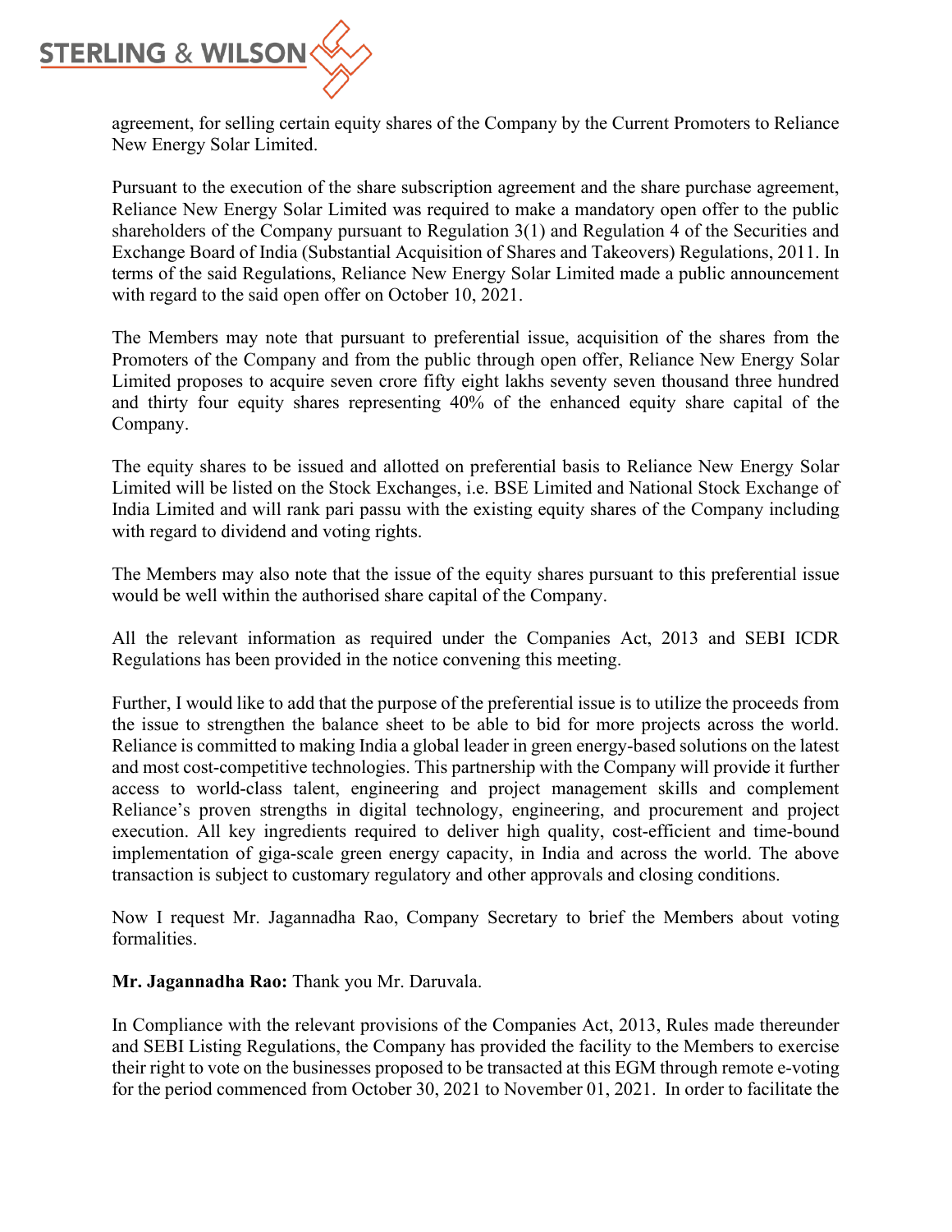agreement, for selling certain equity shares of the Company by the Current Promoters to Reliance New Energy Solar Limited.

Pursuant to the execution of the share subscription agreement and the share purchase agreement, Reliance New Energy Solar Limited was required to make a mandatory open offer to the public shareholders of the Company pursuant to Regulation 3(1) and Regulation 4 of the Securities and Exchange Board of India (Substantial Acquisition of Shares and Takeovers) Regulations, 2011. In terms of the said Regulations, Reliance New Energy Solar Limited made a public announcement with regard to the said open offer on October 10, 2021.

The Members may note that pursuant to preferential issue, acquisition of the shares from the Promoters of the Company and from the public through open offer, Reliance New Energy Solar Limited proposes to acquire seven crore fifty eight lakhs seventy seven thousand three hundred and thirty four equity shares representing 40% of the enhanced equity share capital of the Company.

The equity shares to be issued and allotted on preferential basis to Reliance New Energy Solar Limited will be listed on the Stock Exchanges, i.e. BSE Limited and National Stock Exchange of India Limited and will rank pari passu with the existing equity shares of the Company including with regard to dividend and voting rights.

The Members may also note that the issue of the equity shares pursuant to this preferential issue would be well within the authorised share capital of the Company.

All the relevant information as required under the Companies Act, 2013 and SEBI ICDR Regulations has been provided in the notice convening this meeting.

Further, I would like to add that the purpose of the preferential issue is to utilize the proceeds from the issue to strengthen the balance sheet to be able to bid for more projects across the world. Reliance is committed to making India a global leader in green energy-based solutions on the latest and most cost-competitive technologies. This partnership with the Company will provide it further access to world-class talent, engineering and project management skills and complement Reliance's proven strengths in digital technology, engineering, and procurement and project execution. All key ingredients required to deliver high quality, cost-efficient and time-bound implementation of giga-scale green energy capacity, in India and across the world. The above transaction is subject to customary regulatory and other approvals and closing conditions.

Now I request Mr. Jagannadha Rao, Company Secretary to brief the Members about voting formalities.

**Mr. Jagannadha Rao:** Thank you Mr. Daruvala.

In Compliance with the relevant provisions of the Companies Act, 2013, Rules made thereunder and SEBI Listing Regulations, the Company has provided the facility to the Members to exercise their right to vote on the businesses proposed to be transacted at this EGM through remote e-voting for the period commenced from October 30, 2021 to November 01, 2021. In order to facilitate the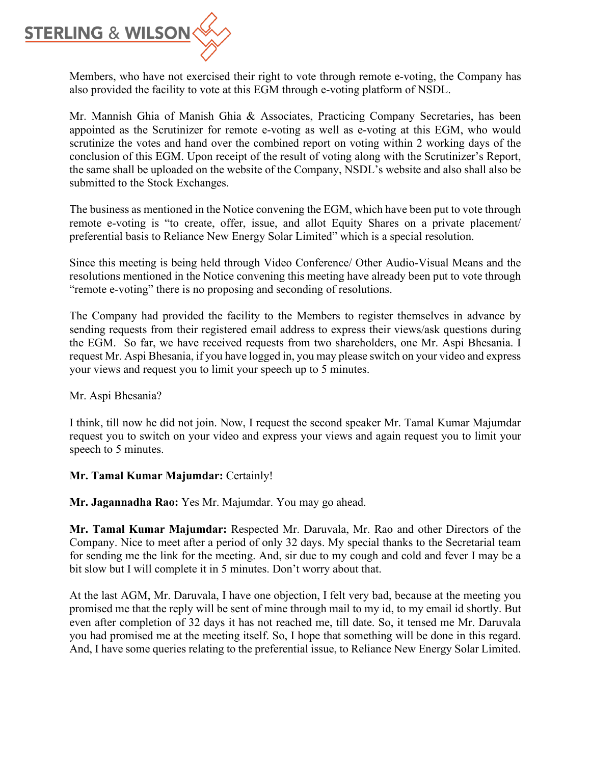Members, who have not exercised their right to vote through remote e-voting, the Company has also provided the facility to vote at this EGM through e-voting platform of NSDL.

Mr. Mannish Ghia of Manish Ghia & Associates, Practicing Company Secretaries, has been appointed as the Scrutinizer for remote e-voting as well as e-voting at this EGM, who would scrutinize the votes and hand over the combined report on voting within 2 working days of the conclusion of this EGM. Upon receipt of the result of voting along with the Scrutinizer's Report, the same shall be uploaded on the website of the Company, NSDL's website and also shall also be submitted to the Stock Exchanges.

The business as mentioned in the Notice convening the EGM, which have been put to vote through remote e-voting is "to create, offer, issue, and allot Equity Shares on a private placement/ preferential basis to Reliance New Energy Solar Limited" which is a special resolution.

Since this meeting is being held through Video Conference/ Other Audio-Visual Means and the resolutions mentioned in the Notice convening this meeting have already been put to vote through "remote e-voting" there is no proposing and seconding of resolutions.

The Company had provided the facility to the Members to register themselves in advance by sending requests from their registered email address to express their views/ask questions during the EGM. So far, we have received requests from two shareholders, one Mr. Aspi Bhesania. I request Mr. Aspi Bhesania, if you have logged in, you may please switch on your video and express your views and request you to limit your speech up to 5 minutes.

Mr. Aspi Bhesania?

I think, till now he did not join. Now, I request the second speaker Mr. Tamal Kumar Majumdar request you to switch on your video and express your views and again request you to limit your speech to 5 minutes.

**Mr. Tamal Kumar Majumdar:** Certainly!

**Mr. Jagannadha Rao:** Yes Mr. Majumdar. You may go ahead.

**Mr. Tamal Kumar Majumdar:** Respected Mr. Daruvala, Mr. Rao and other Directors of the Company. Nice to meet after a period of only 32 days. My special thanks to the Secretarial team for sending me the link for the meeting. And, sir due to my cough and cold and fever I may be a bit slow but I will complete it in 5 minutes. Don't worry about that.

At the last AGM, Mr. Daruvala, I have one objection, I felt very bad, because at the meeting you promised me that the reply will be sent of mine through mail to my id, to my email id shortly. But even after completion of 32 days it has not reached me, till date. So, it tensed me Mr. Daruvala you had promised me at the meeting itself. So, I hope that something will be done in this regard. And, I have some queries relating to the preferential issue, to Reliance New Energy Solar Limited.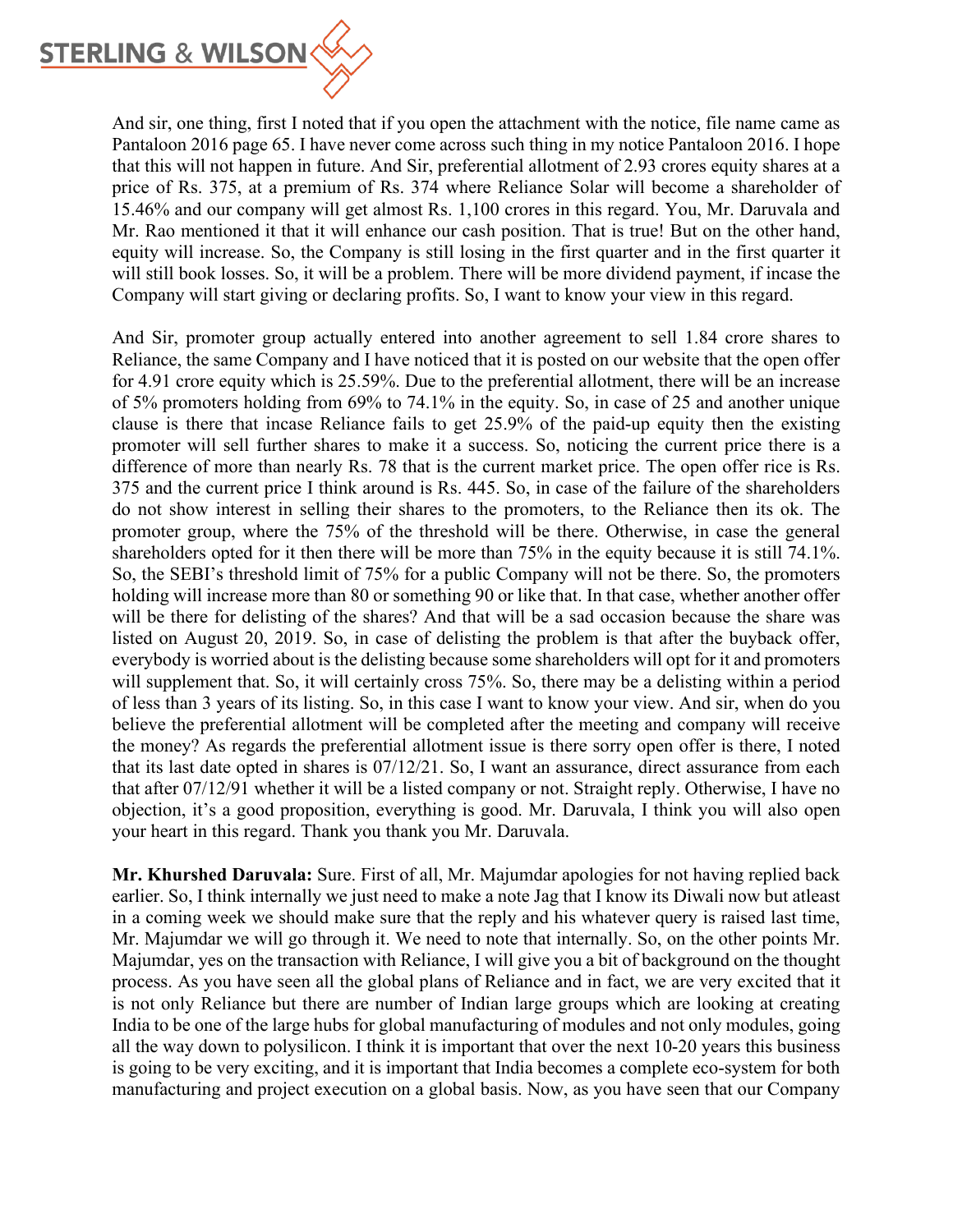And sir, one thing, first I noted that if you open the attachment with the notice, file name came as Pantaloon 2016 page 65. I have never come across such thing in my notice Pantaloon 2016. I hope that this will not happen in future. And Sir, preferential allotment of 2.93 crores equity shares at a price of Rs. 375, at a premium of Rs. 374 where Reliance Solar will become a shareholder of 15.46% and our company will get almost Rs. 1,100 crores in this regard. You, Mr. Daruvala and Mr. Rao mentioned it that it will enhance our cash position. That is true! But on the other hand, equity will increase. So, the Company is still losing in the first quarter and in the first quarter it will still book losses. So, it will be a problem. There will be more dividend payment, if incase the Company will start giving or declaring profits. So, I want to know your view in this regard.

And Sir, promoter group actually entered into another agreement to sell 1.84 crore shares to Reliance, the same Company and I have noticed that it is posted on our website that the open offer for 4.91 crore equity which is 25.59%. Due to the preferential allotment, there will be an increase of 5% promoters holding from 69% to 74.1% in the equity. So, in case of 25 and another unique clause is there that incase Reliance fails to get 25.9% of the paid-up equity then the existing promoter will sell further shares to make it a success. So, noticing the current price there is a difference of more than nearly Rs. 78 that is the current market price. The open offer rice is Rs. 375 and the current price I think around is Rs. 445. So, in case of the failure of the shareholders do not show interest in selling their shares to the promoters, to the Reliance then its ok. The promoter group, where the 75% of the threshold will be there. Otherwise, in case the general shareholders opted for it then there will be more than 75% in the equity because it is still 74.1%. So, the SEBI's threshold limit of 75% for a public Company will not be there. So, the promoters holding will increase more than 80 or something 90 or like that. In that case, whether another offer will be there for delisting of the shares? And that will be a sad occasion because the share was listed on August 20, 2019. So, in case of delisting the problem is that after the buyback offer, everybody is worried about is the delisting because some shareholders will opt for it and promoters will supplement that. So, it will certainly cross 75%. So, there may be a delisting within a period of less than 3 years of its listing. So, in this case I want to know your view. And sir, when do you believe the preferential allotment will be completed after the meeting and company will receive the money? As regards the preferential allotment issue is there sorry open offer is there, I noted that its last date opted in shares is 07/12/21. So, I want an assurance, direct assurance from each that after 07/12/91 whether it will be a listed company or not. Straight reply. Otherwise, I have no objection, it's a good proposition, everything is good. Mr. Daruvala, I think you will also open your heart in this regard. Thank you thank you Mr. Daruvala.

**Mr. Khurshed Daruvala:** Sure. First of all, Mr. Majumdar apologies for not having replied back earlier. So, I think internally we just need to make a note Jag that I know its Diwali now but atleast in a coming week we should make sure that the reply and his whatever query is raised last time, Mr. Majumdar we will go through it. We need to note that internally. So, on the other points Mr. Majumdar, yes on the transaction with Reliance, I will give you a bit of background on the thought process. As you have seen all the global plans of Reliance and in fact, we are very excited that it is not only Reliance but there are number of Indian large groups which are looking at creating India to be one of the large hubs for global manufacturing of modules and not only modules, going all the way down to polysilicon. I think it is important that over the next 10-20 years this business is going to be very exciting, and it is important that India becomes a complete eco-system for both manufacturing and project execution on a global basis. Now, as you have seen that our Company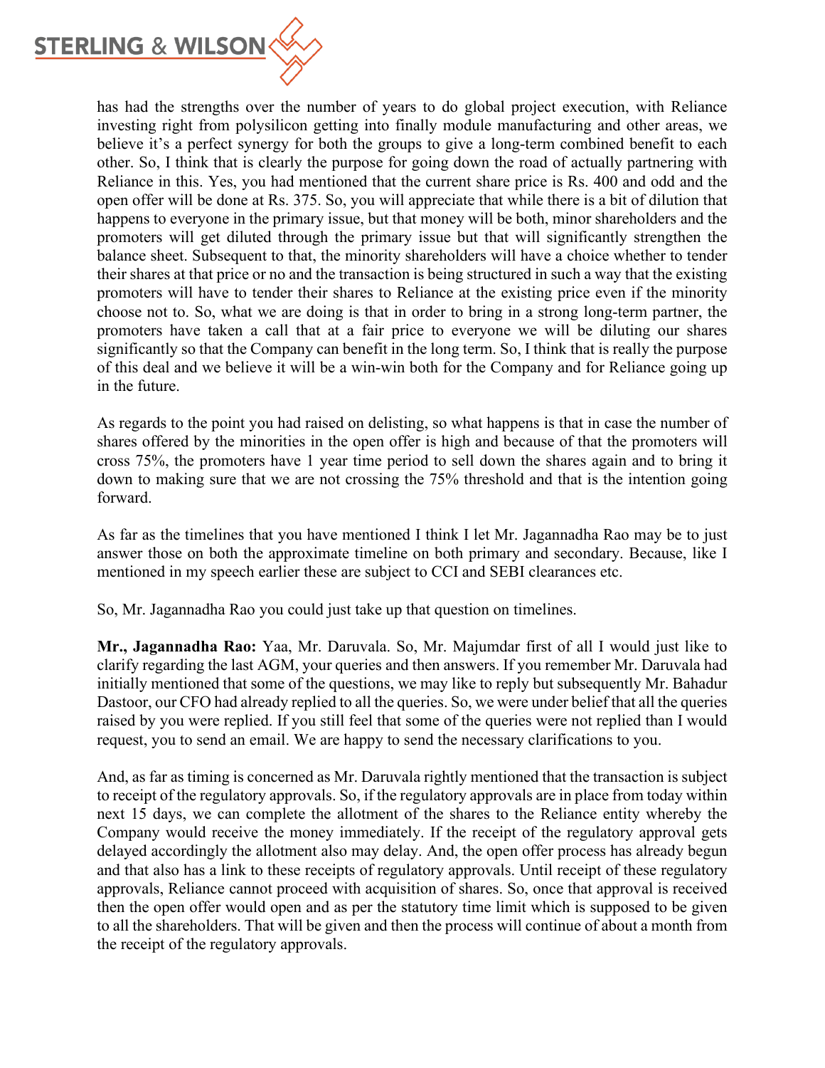has had the strengths over the number of years to do global project execution, with Reliance investing right from polysilicon getting into finally module manufacturing and other areas, we believe it's a perfect synergy for both the groups to give a long-term combined benefit to each other. So, I think that is clearly the purpose for going down the road of actually partnering with Reliance in this. Yes, you had mentioned that the current share price is Rs. 400 and odd and the open offer will be done at Rs. 375. So, you will appreciate that while there is a bit of dilution that happens to everyone in the primary issue, but that money will be both, minor shareholders and the promoters will get diluted through the primary issue but that will significantly strengthen the balance sheet. Subsequent to that, the minority shareholders will have a choice whether to tender their shares at that price or no and the transaction is being structured in such a way that the existing promoters will have to tender their shares to Reliance at the existing price even if the minority choose not to. So, what we are doing is that in order to bring in a strong long-term partner, the promoters have taken a call that at a fair price to everyone we will be diluting our shares significantly so that the Company can benefit in the long term. So, I think that is really the purpose of this deal and we believe it will be a win-win both for the Company and for Reliance going up in the future.

As regards to the point you had raised on delisting, so what happens is that in case the number of shares offered by the minorities in the open offer is high and because of that the promoters will cross 75%, the promoters have 1 year time period to sell down the shares again and to bring it down to making sure that we are not crossing the 75% threshold and that is the intention going forward.

As far as the timelines that you have mentioned I think I let Mr. Jagannadha Rao may be to just answer those on both the approximate timeline on both primary and secondary. Because, like I mentioned in my speech earlier these are subject to CCI and SEBI clearances etc.

So, Mr. Jagannadha Rao you could just take up that question on timelines.

**Mr., Jagannadha Rao:** Yaa, Mr. Daruvala. So, Mr. Majumdar first of all I would just like to clarify regarding the last AGM, your queries and then answers. If you remember Mr. Daruvala had initially mentioned that some of the questions, we may like to reply but subsequently Mr. Bahadur Dastoor, our CFO had already replied to all the queries. So, we were under belief that all the queries raised by you were replied. If you still feel that some of the queries were not replied than I would request, you to send an email. We are happy to send the necessary clarifications to you.

And, as far as timing is concerned as Mr. Daruvala rightly mentioned that the transaction is subject to receipt of the regulatory approvals. So, if the regulatory approvals are in place from today within next 15 days, we can complete the allotment of the shares to the Reliance entity whereby the Company would receive the money immediately. If the receipt of the regulatory approval gets delayed accordingly the allotment also may delay. And, the open offer process has already begun and that also has a link to these receipts of regulatory approvals. Until receipt of these regulatory approvals, Reliance cannot proceed with acquisition of shares. So, once that approval is received then the open offer would open and as per the statutory time limit which is supposed to be given to all the shareholders. That will be given and then the process will continue of about a month from the receipt of the regulatory approvals.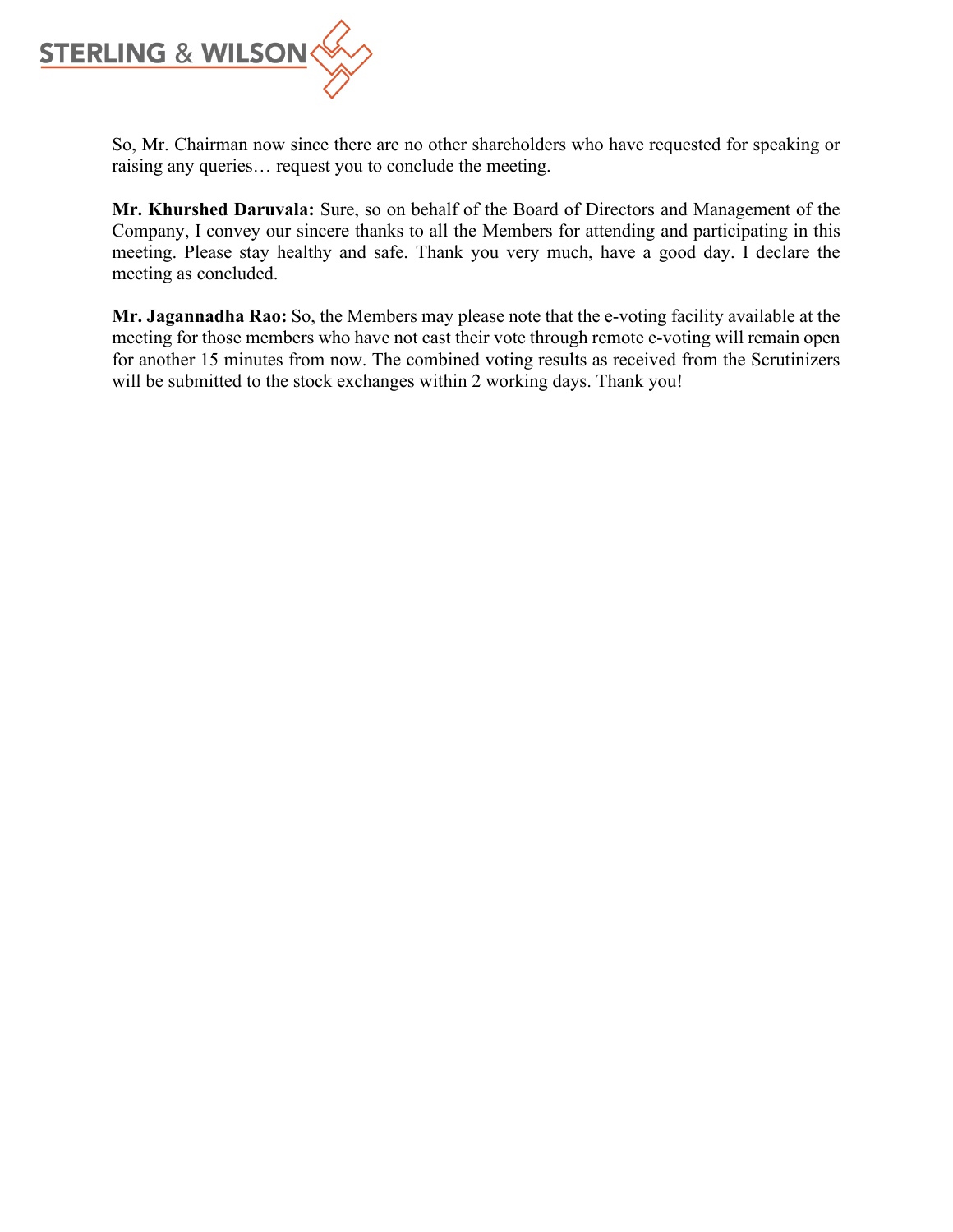So, Mr. Chairman now since there are no other shareholders who have requested for speaking or raising any queries… request you to conclude the meeting.

**Mr. Khurshed Daruvala:** Sure, so on behalf of the Board of Directors and Management of the Company, I convey our sincere thanks to all the Members for attending and participating in this meeting. Please stay healthy and safe. Thank you very much, have a good day. I declare the meeting as concluded.

**Mr. Jagannadha Rao:** So, the Members may please note that the e-voting facility available at the meeting for those members who have not cast their vote through remote e-voting will remain open for another 15 minutes from now. The combined voting results as received from the Scrutinizers will be submitted to the stock exchanges within 2 working days. Thank you!